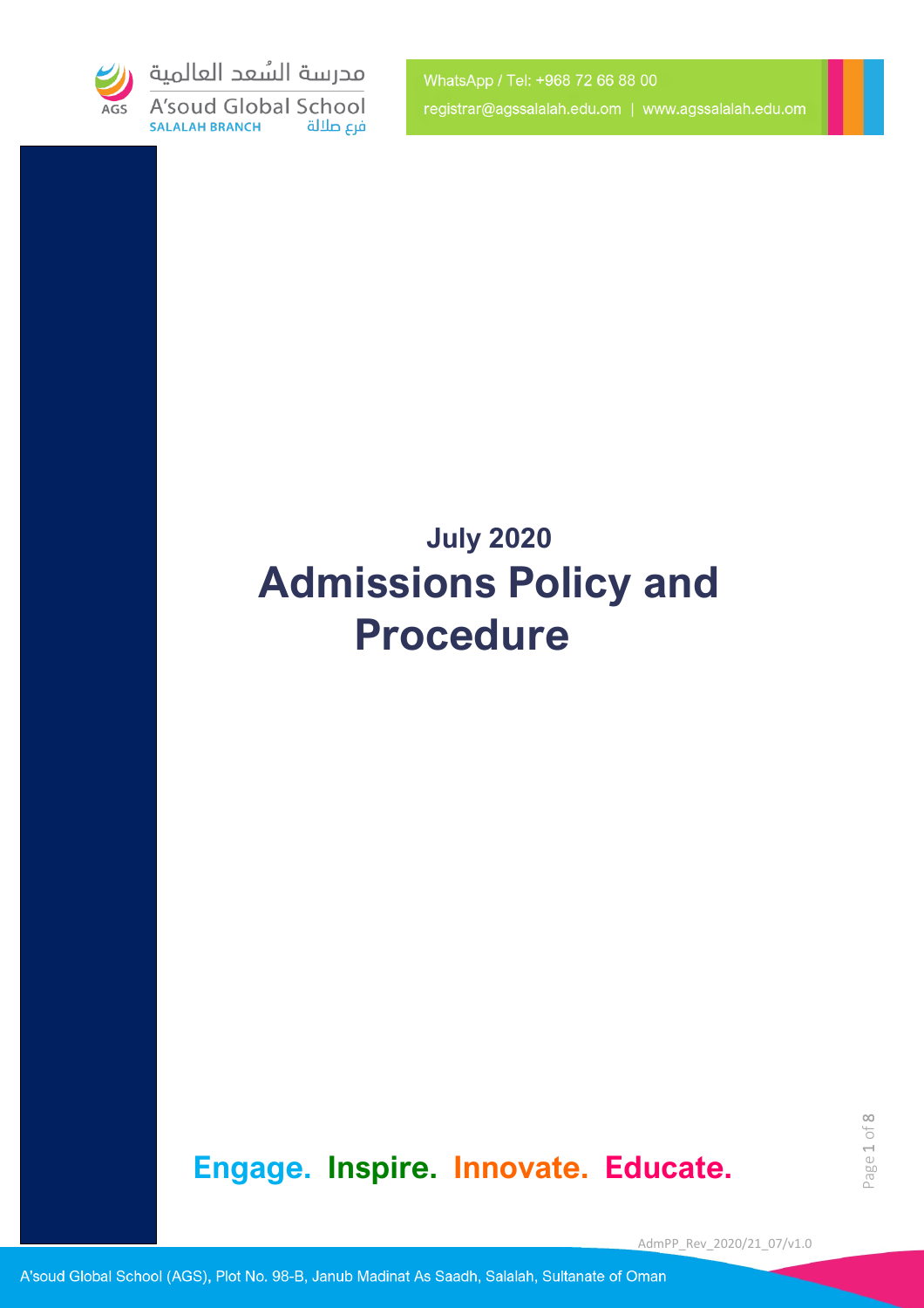مدرسة السُعد العالمية

A'soud Global School

SALALAH BRANCH فرع صلالة

WhatsApp / Tel: +968 72 66 88 00

registrar@agssalalah.edu.om | www.agssalalah.edu.om

## July 2020

# Admissions Policy and Procedure

**Engage. Inspire. Innovate. Educate.**

AdmPP_Rev_2020/21_07/v1.0

A'soud Global School (AGS), Plot No. 98-B, Janub Madinat As Saadh, Salalah, Sultanate of Oman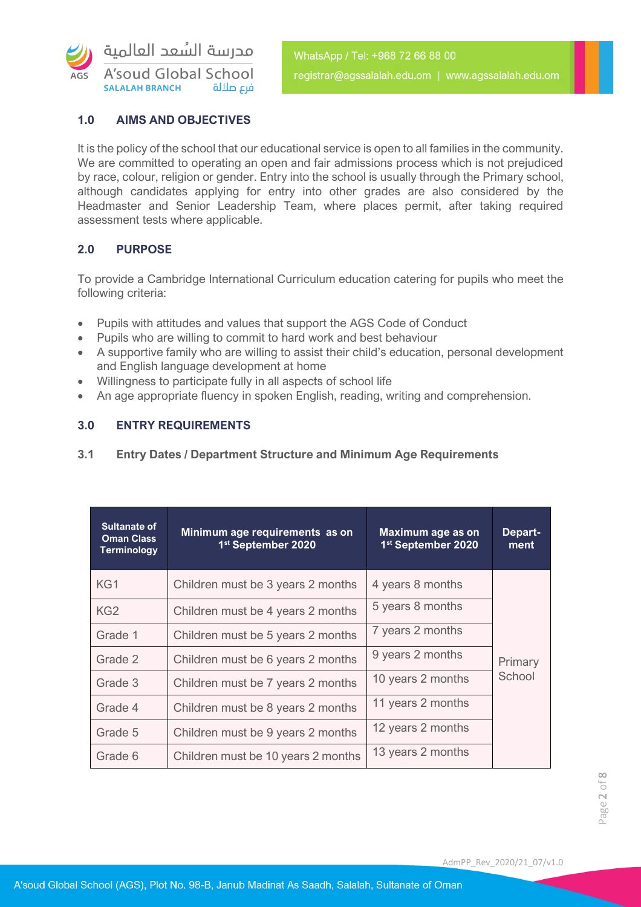## 1.0 AIMS AND OBJECTIVES

It is the policy of the school that our educational service is open to all families in the community. We are committed to operating an open and fair admissions process which is not prejudiced by race, colour, religion or gender. Entry into the school is usually through the Primary school, although candidates applying for entry into other grades are also considered by the Headmaster and Senior Leadership Team, where places permit, after taking required assessment tests where applicable.

## 2.0 PURPOSE

To provide a Cambridge International Curriculum education catering for pupils who meet the following criteria:

- Pupils with attitudes and values that support the AGS Code of Conduct
- Pupils who are willing to commit to hard work and best behaviour
- A supportive family who are willing to assist their child's education, personal development and English language development at home
- Willingness to participate fully in all aspects of school life
- An age appropriate fluency in spoken English, reading, writing and comprehension.

## 3.0 ENTRY REQUIREMENTS

### 3.1 Entry Dates / Department Structure and Minimum Age Requirements

| Sultanate of Oman Class Terminology | Minimum age requirements as on 1st September 2020 | Maximum age as on 1st September 2020 | Department |
|---|---|---|---|
| KG1 | Children must be 3 years 2 months | 4 years 8 months | Primary School |
| KG2 | Children must be 4 years 2 months | 5 years 8 months | |
| Grade 1 | Children must be 5 years 2 months | 7 years 2 months | |
| Grade 2 | Children must be 6 years 2 months | 9 years 2 months | |
| Grade 3 | Children must be 7 years 2 months | 10 years 2 months | |
| Grade 4 | Children must be 8 years 2 months | 11 years 2 months | |
| Grade 5 | Children must be 9 years 2 months | 12 years 2 months | |
| Grade 6 | Children must be 10 years 2 months | 13 years 2 months | |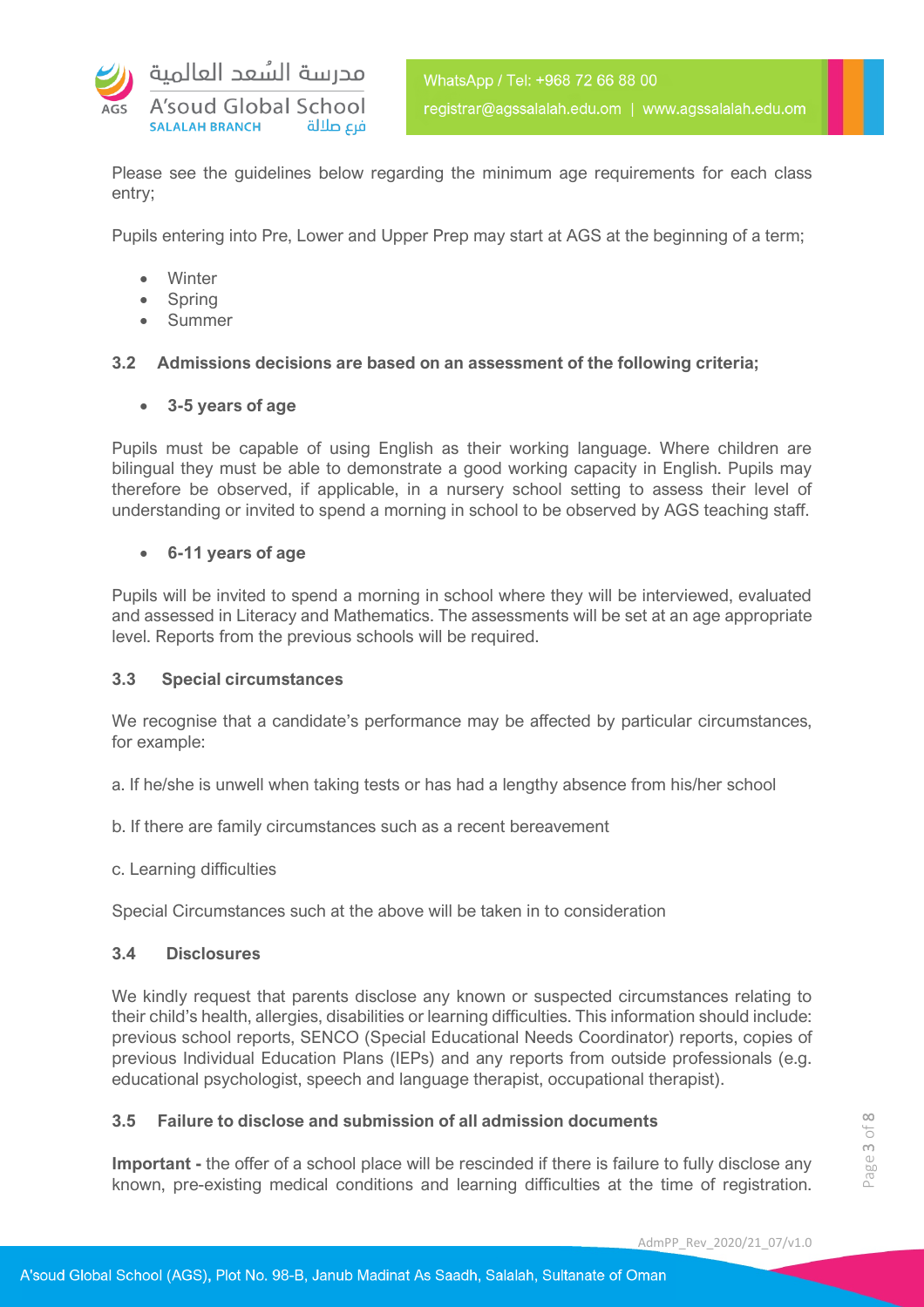Please see the guidelines below regarding the minimum age requirements for each class entry;

Pupils entering into Pre, Lower and Upper Prep may start at AGS at the beginning of a term;

- Winter
- Spring
- Summer

### 3.2 Admissions decisions are based on an assessment of the following criteria;

- **3-5 years of age**

Pupils must be capable of using English as their working language. Where children are bilingual they must be able to demonstrate a good working capacity in English. Pupils may therefore be observed, if applicable, in a nursery school setting to assess their level of understanding or invited to spend a morning in school to be observed by AGS teaching staff.

- **6-11 years of age**

Pupils will be invited to spend a morning in school where they will be interviewed, evaluated and assessed in Literacy and Mathematics. The assessments will be set at an age appropriate level. Reports from the previous schools will be required.

### 3.3 Special circumstances

We recognise that a candidate's performance may be affected by particular circumstances, for example:

a. If he/she is unwell when taking tests or has had a lengthy absence from his/her school

b. If there are family circumstances such as a recent bereavement

c. Learning difficulties

Special Circumstances such at the above will be taken in to consideration

### 3.4 Disclosures

We kindly request that parents disclose any known or suspected circumstances relating to their child's health, allergies, disabilities or learning difficulties. This information should include: previous school reports, SENCO (Special Educational Needs Coordinator) reports, copies of previous Individual Education Plans (IEPs) and any reports from outside professionals (e.g. educational psychologist, speech and language therapist, occupational therapist).

### 3.5 Failure to disclose and submission of all admission documents

**Important -** the offer of a school place will be rescinded if there is failure to fully disclose any known, pre-existing medical conditions and learning difficulties at the time of registration.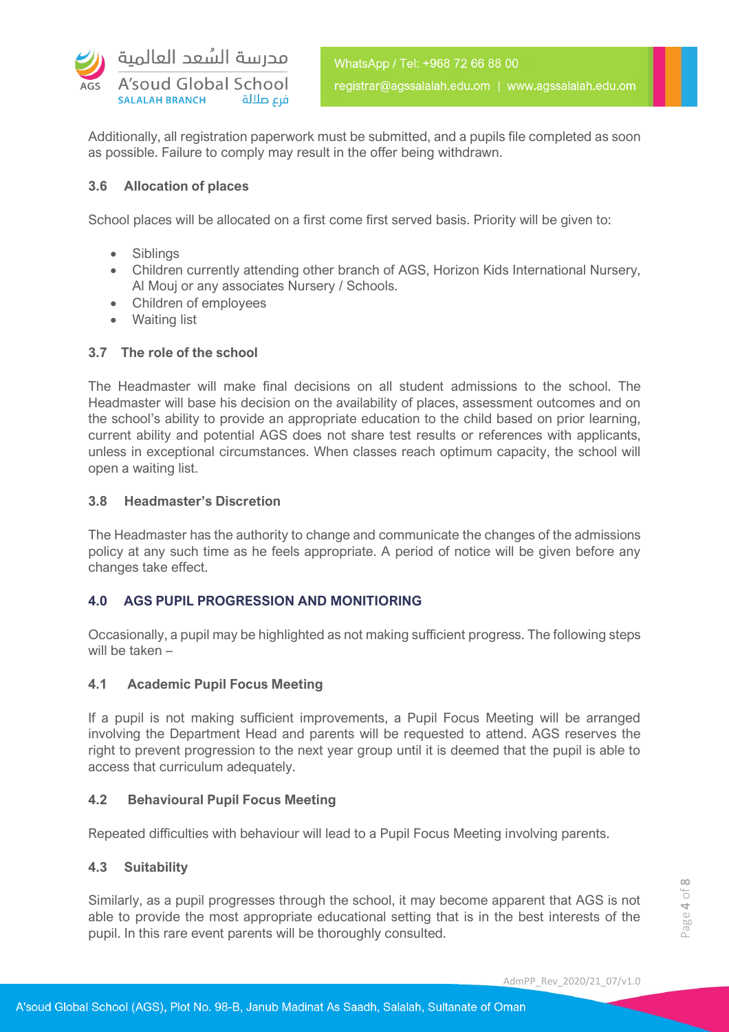Additionally, all registration paperwork must be submitted, and a pupils file completed as soon as possible. Failure to comply may result in the offer being withdrawn.

### 3.6 Allocation of places

School places will be allocated on a first come first served basis. Priority will be given to:

- Siblings
- Children currently attending other branch of AGS, Horizon Kids International Nursery, Al Mouj or any associates Nursery / Schools.
- Children of employees
- Waiting list

### 3.7 The role of the school

The Headmaster will make final decisions on all student admissions to the school. The Headmaster will base his decision on the availability of places, assessment outcomes and on the school's ability to provide an appropriate education to the child based on prior learning, current ability and potential AGS does not share test results or references with applicants, unless in exceptional circumstances. When classes reach optimum capacity, the school will open a waiting list.

### 3.8 Headmaster's Discretion

The Headmaster has the authority to change and communicate the changes of the admissions policy at any such time as he feels appropriate. A period of notice will be given before any changes take effect.

## 4.0 AGS PUPIL PROGRESSION AND MONITORING

Occasionally, a pupil may be highlighted as not making sufficient progress. The following steps will be taken –

### 4.1 Academic Pupil Focus Meeting

If a pupil is not making sufficient improvements, a Pupil Focus Meeting will be arranged involving the Department Head and parents will be requested to attend. AGS reserves the right to prevent progression to the next year group until it is deemed that the pupil is able to access that curriculum adequately.

### 4.2 Behavioural Pupil Focus Meeting

Repeated difficulties with behaviour will lead to a Pupil Focus Meeting involving parents.

### 4.3 Suitability

Similarly, as a pupil progresses through the school, it may become apparent that AGS is not able to provide the most appropriate educational setting that is in the best interests of the pupil. In this rare event parents will be thoroughly consulted.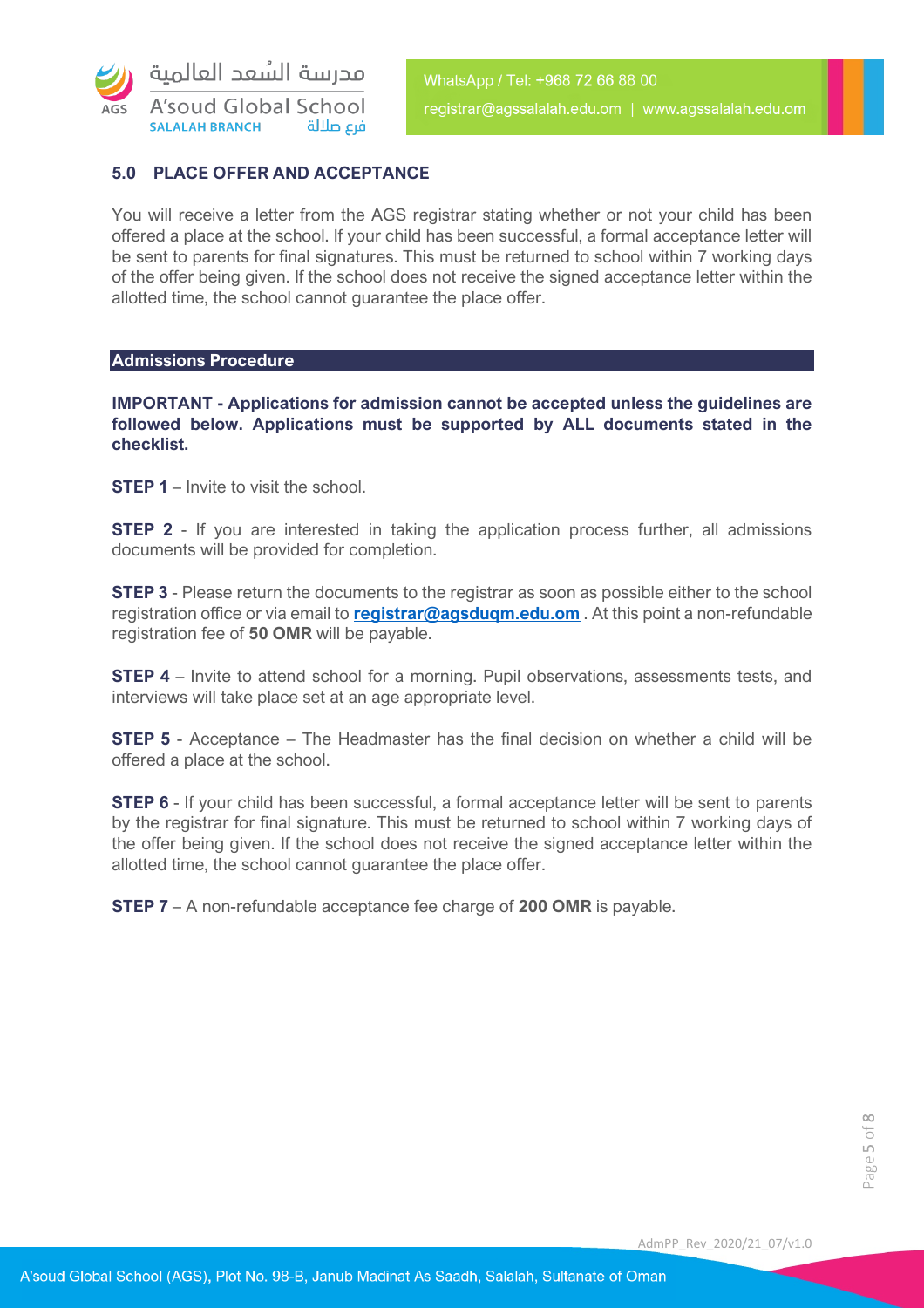## 5.0 PLACE OFFER AND ACCEPTANCE

You will receive a letter from the AGS registrar stating whether or not your child has been offered a place at the school. If your child has been successful, a formal acceptance letter will be sent to parents for final signatures. This must be returned to school within 7 working days of the offer being given. If the school does not receive the signed acceptance letter within the allotted time, the school cannot guarantee the place offer.

## Admissions Procedure

**IMPORTANT - Applications for admission cannot be accepted unless the guidelines are followed below. Applications must be supported by ALL documents stated in the checklist.**

**STEP 1** – Invite to visit the school.

**STEP 2** - If you are interested in taking the application process further, all admissions documents will be provided for completion.

**STEP 3** - Please return the documents to the registrar as soon as possible either to the school registration office or via email to **registrar@agsduqm.edu.om** . At this point a non-refundable registration fee of **50 OMR** will be payable.

**STEP 4** – Invite to attend school for a morning. Pupil observations, assessments tests, and interviews will take place set at an age appropriate level.

**STEP 5** - Acceptance – The Headmaster has the final decision on whether a child will be offered a place at the school.

**STEP 6** - If your child has been successful, a formal acceptance letter will be sent to parents by the registrar for final signature. This must be returned to school within 7 working days of the offer being given. If the school does not receive the signed acceptance letter within the allotted time, the school cannot guarantee the place offer.

**STEP 7** – A non-refundable acceptance fee charge of **200 OMR** is payable.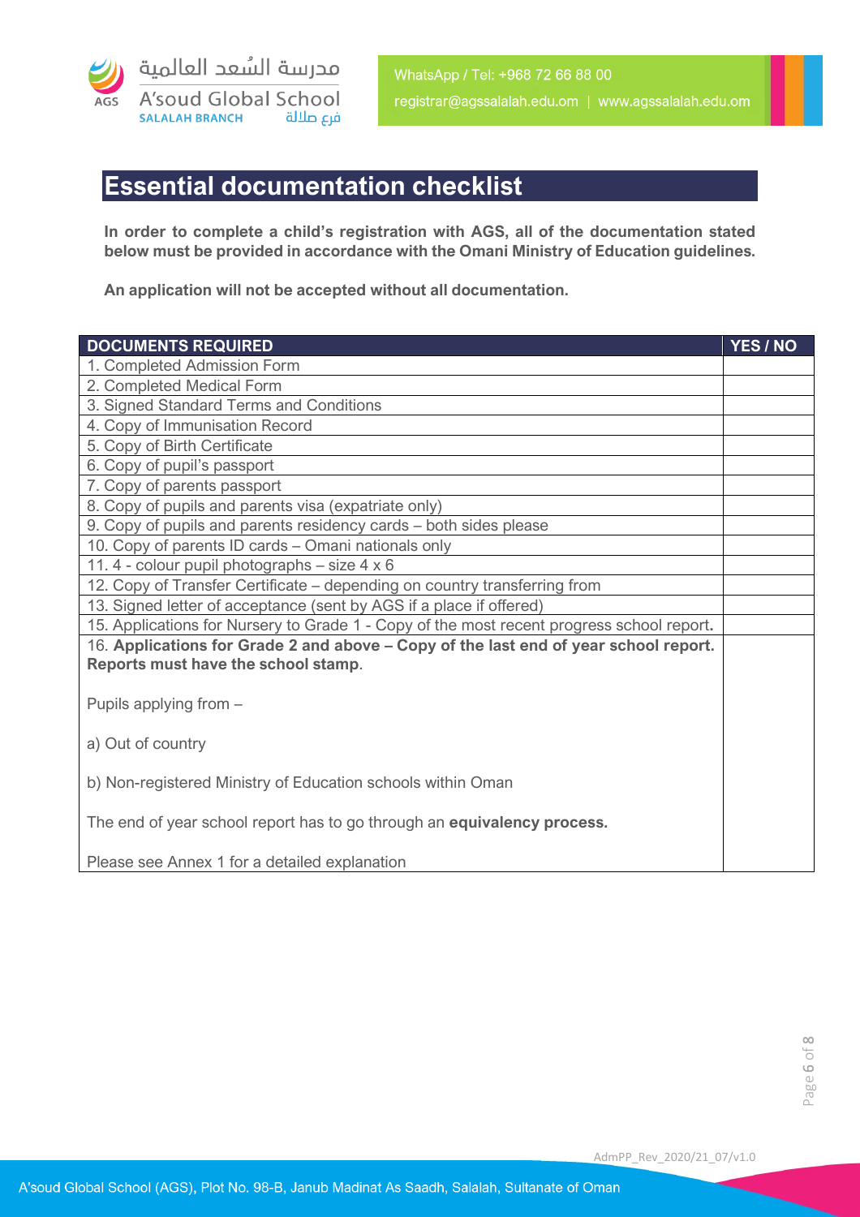# Essential documentation checklist

**In order to complete a child's registration with AGS, all of the documentation stated below must be provided in accordance with the Omani Ministry of Education guidelines.**

**An application will not be accepted without all documentation.**

| DOCUMENTS REQUIRED | YES / NO |
|---|---|
| 1. Completed Admission Form | |
| 2. Completed Medical Form | |
| 3. Signed Standard Terms and Conditions | |
| 4. Copy of Immunisation Record | |
| 5. Copy of Birth Certificate | |
| 6. Copy of pupil's passport | |
| 7. Copy of parents passport | |
| 8. Copy of pupils and parents visa (expatriate only) | |
| 9. Copy of pupils and parents residency cards – both sides please | |
| 10. Copy of parents ID cards – Omani nationals only | |
| 11. 4 - colour pupil photographs – size 4 x 6 | |
| 12. Copy of Transfer Certificate – depending on country transferring from | |
| 13. Signed letter of acceptance (sent by AGS if a place if offered) | |
| 15. Applications for Nursery to Grade 1 - Copy of the most recent progress school report**.** | |
| 16. **Applications for Grade 2 and above – Copy of the last end of year school report. Reports must have the school stamp**.<br><br>Pupils applying from –<br><br>a) Out of country<br><br>b) Non-registered Ministry of Education schools within Oman<br><br>The end of year school report has to go through an **equivalency process.**<br><br>Please see Annex 1 for a detailed explanation | |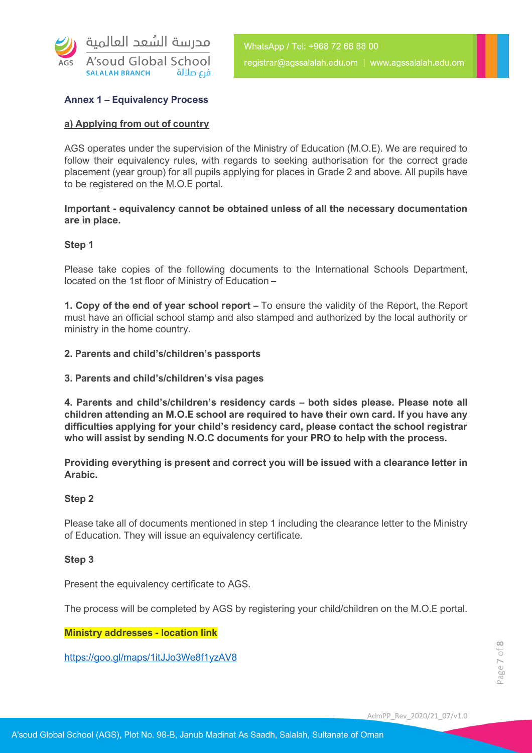**Annex 1 – Equivalency Process**

**a) Applying from out of country**

AGS operates under the supervision of the Ministry of Education (M.O.E). We are required to follow their equivalency rules, with regards to seeking authorisation for the correct grade placement (year group) for all pupils applying for places in Grade 2 and above. All pupils have to be registered on the M.O.E portal.

**Important - equivalency cannot be obtained unless of all the necessary documentation are in place.**

**Step 1**

Please take copies of the following documents to the International Schools Department, located on the 1st floor of Ministry of Education –

**1. Copy of the end of year school report –** To ensure the validity of the Report, the Report must have an official school stamp and also stamped and authorized by the local authority or ministry in the home country.

**2. Parents and child's/children's passports**

**3. Parents and child's/children's visa pages**

**4. Parents and child's/children's residency cards – both sides please. Please note all children attending an M.O.E school are required to have their own card. If you have any difficulties applying for your child's residency card, please contact the school registrar who will assist by sending N.O.C documents for your PRO to help with the process.**

**Providing everything is present and correct you will be issued with a clearance letter in Arabic.**

**Step 2**

Please take all of documents mentioned in step 1 including the clearance letter to the Ministry of Education. They will issue an equivalency certificate.

**Step 3**

Present the equivalency certificate to AGS.

The process will be completed by AGS by registering your child/children on the M.O.E portal.

**Ministry addresses - location link**

https://goo.gl/maps/1itJJo3We8f1yzAV8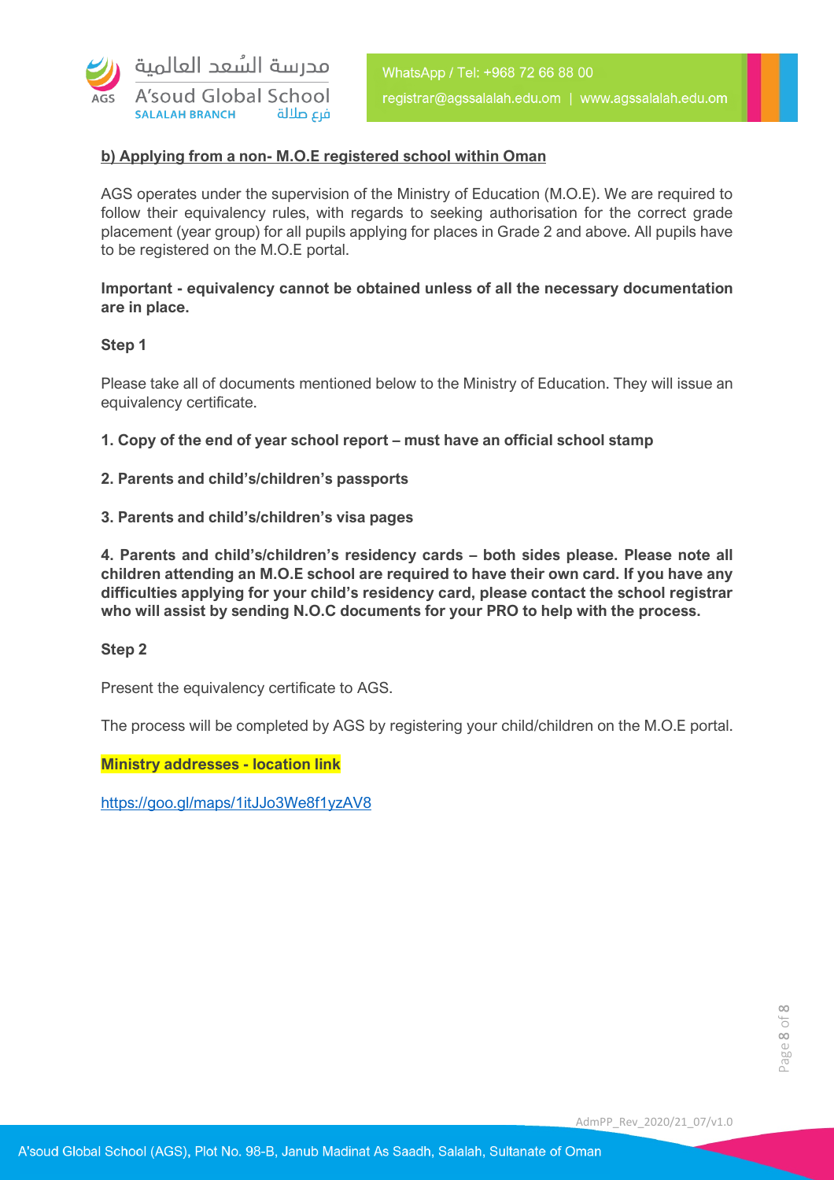**b) Applying from a non- M.O.E registered school within Oman**

AGS operates under the supervision of the Ministry of Education (M.O.E). We are required to follow their equivalency rules, with regards to seeking authorisation for the correct grade placement (year group) for all pupils applying for places in Grade 2 and above. All pupils have to be registered on the M.O.E portal.

**Important - equivalency cannot be obtained unless of all the necessary documentation are in place.**

**Step 1**

Please take all of documents mentioned below to the Ministry of Education. They will issue an equivalency certificate.

**1. Copy of the end of year school report – must have an official school stamp**

**2. Parents and child's/children's passports**

**3. Parents and child's/children's visa pages**

**4. Parents and child's/children's residency cards – both sides please. Please note all children attending an M.O.E school are required to have their own card. If you have any difficulties applying for your child's residency card, please contact the school registrar who will assist by sending N.O.C documents for your PRO to help with the process.**

**Step 2**

Present the equivalency certificate to AGS.

The process will be completed by AGS by registering your child/children on the M.O.E portal.

**Ministry addresses - location link**

https://goo.gl/maps/1itJJo3We8f1yzAV8